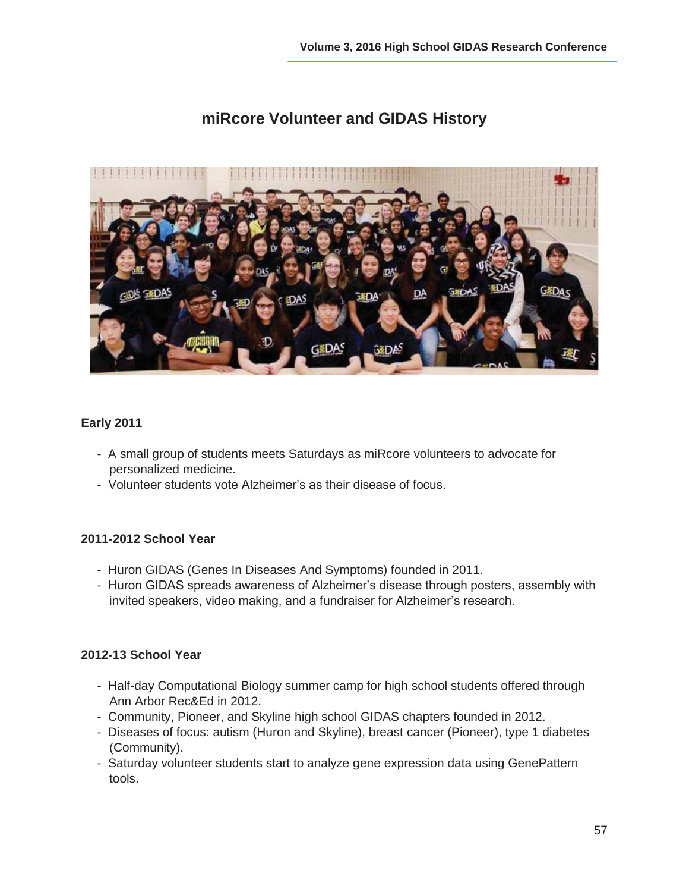# miRcore Volunteer and GIDAS History

**Early 2011**

- A small group of students meets Saturdays as miRcore volunteers to advocate for personalized medicine.
- Volunteer students vote Alzheimer's as their disease of focus.

**2011-2012 School Year**

- Huron GIDAS (Genes In Diseases And Symptoms) founded in 2011.
- Huron GIDAS spreads awareness of Alzheimer's disease through posters, assembly with invited speakers, video making, and a fundraiser for Alzheimer's research.

**2012-13 School Year**

- Half-day Computational Biology summer camp for high school students offered through Ann Arbor Rec&Ed in 2012.
- Community, Pioneer, and Skyline high school GIDAS chapters founded in 2012.
- Diseases of focus: autism (Huron and Skyline), breast cancer (Pioneer), type 1 diabetes (Community).
- Saturday volunteer students start to analyze gene expression data using GenePattern tools.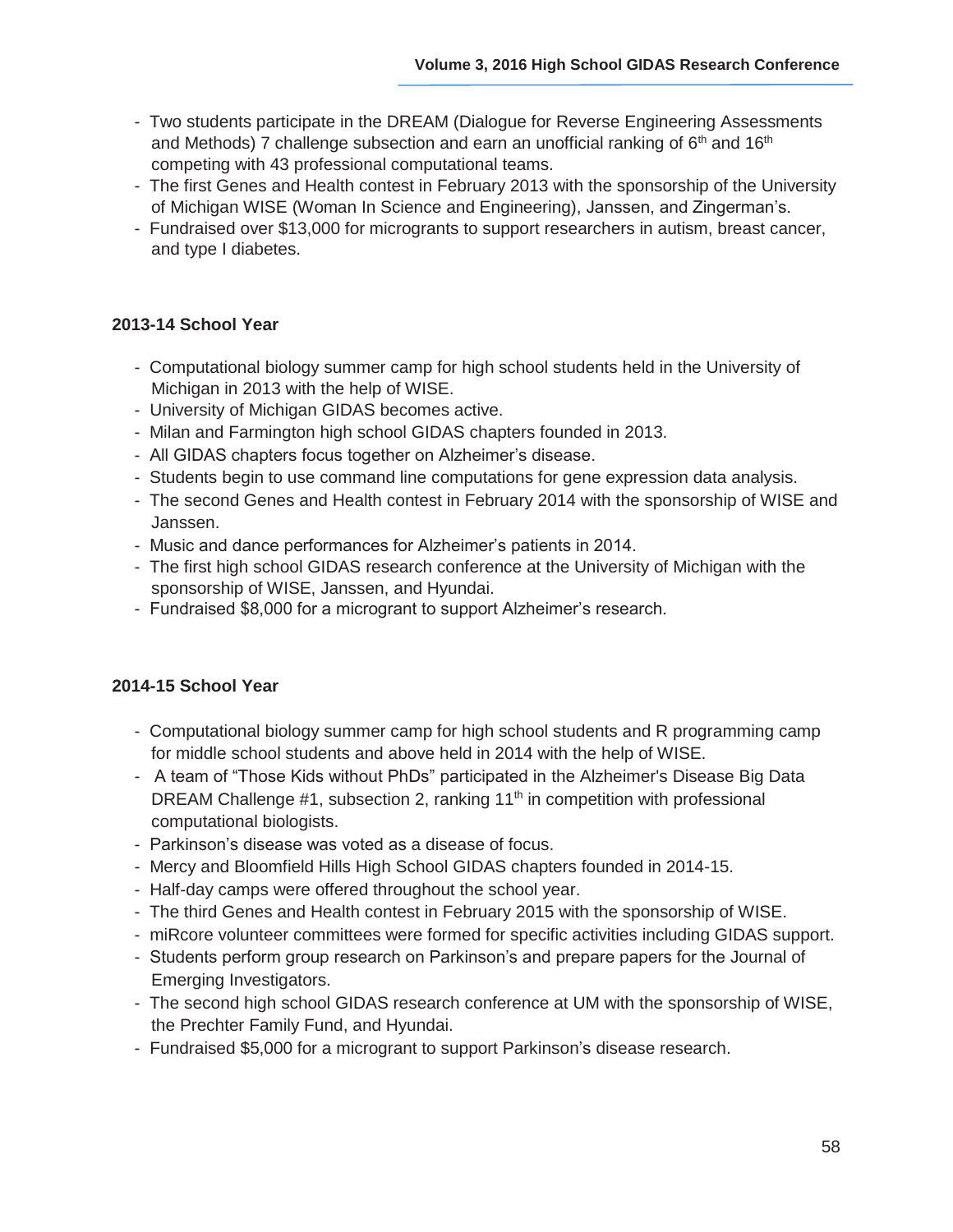- Two students participate in the DREAM (Dialogue for Reverse Engineering Assessments and Methods) 7 challenge subsection and earn an unofficial ranking of 6th and 16th competing with 43 professional computational teams.
- The first Genes and Health contest in February 2013 with the sponsorship of the University of Michigan WISE (Woman In Science and Engineering), Janssen, and Zingerman's.
- Fundraised over $13,000 for microgrants to support researchers in autism, breast cancer, and type I diabetes.

**2013-14 School Year**

- Computational biology summer camp for high school students held in the University of Michigan in 2013 with the help of WISE.
- University of Michigan GIDAS becomes active.
- Milan and Farmington high school GIDAS chapters founded in 2013.
- All GIDAS chapters focus together on Alzheimer's disease.
- Students begin to use command line computations for gene expression data analysis.
- The second Genes and Health contest in February 2014 with the sponsorship of WISE and Janssen.
- Music and dance performances for Alzheimer's patients in 2014.
- The first high school GIDAS research conference at the University of Michigan with the sponsorship of WISE, Janssen, and Hyundai.
- Fundraised $8,000 for a microgrant to support Alzheimer's research.

**2014-15 School Year**

- Computational biology summer camp for high school students and R programming camp for middle school students and above held in 2014 with the help of WISE.
- A team of "Those Kids without PhDs" participated in the Alzheimer's Disease Big Data DREAM Challenge #1, subsection 2, ranking 11th in competition with professional computational biologists.
- Parkinson's disease was voted as a disease of focus.
- Mercy and Bloomfield Hills High School GIDAS chapters founded in 2014-15.
- Half-day camps were offered throughout the school year.
- The third Genes and Health contest in February 2015 with the sponsorship of WISE.
- miRcore volunteer committees were formed for specific activities including GIDAS support.
- Students perform group research on Parkinson's and prepare papers for the Journal of Emerging Investigators.
- The second high school GIDAS research conference at UM with the sponsorship of WISE, the Prechter Family Fund, and Hyundai.
- Fundraised $5,000 for a microgrant to support Parkinson's disease research.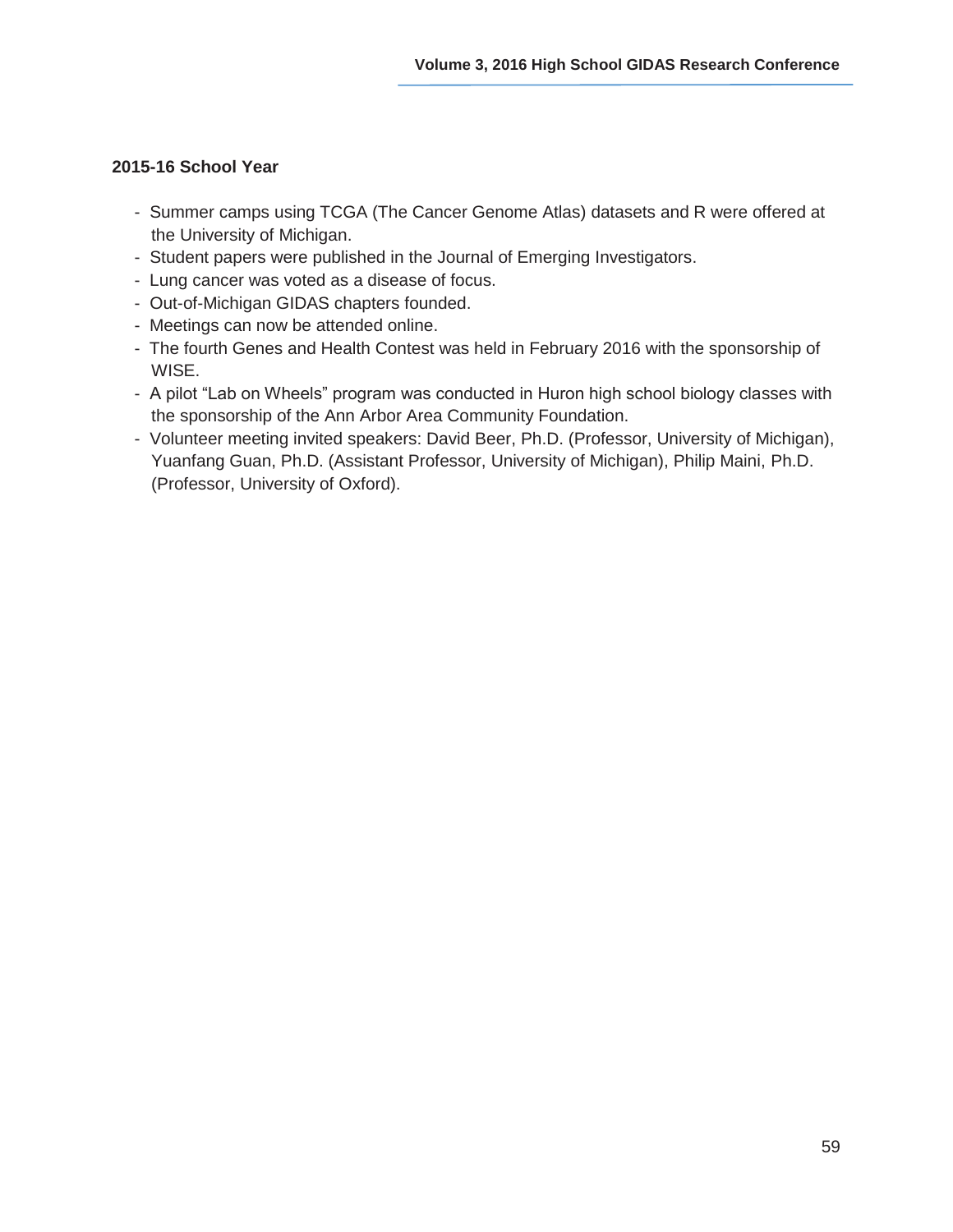**2015-16 School Year**

- Summer camps using TCGA (The Cancer Genome Atlas) datasets and R were offered at the University of Michigan.
- Student papers were published in the Journal of Emerging Investigators.
- Lung cancer was voted as a disease of focus.
- Out-of-Michigan GIDAS chapters founded.
- Meetings can now be attended online.
- The fourth Genes and Health Contest was held in February 2016 with the sponsorship of WISE.
- A pilot "Lab on Wheels" program was conducted in Huron high school biology classes with the sponsorship of the Ann Arbor Area Community Foundation.
- Volunteer meeting invited speakers: David Beer, Ph.D. (Professor, University of Michigan), Yuanfang Guan, Ph.D. (Assistant Professor, University of Michigan), Philip Maini, Ph.D. (Professor, University of Oxford).